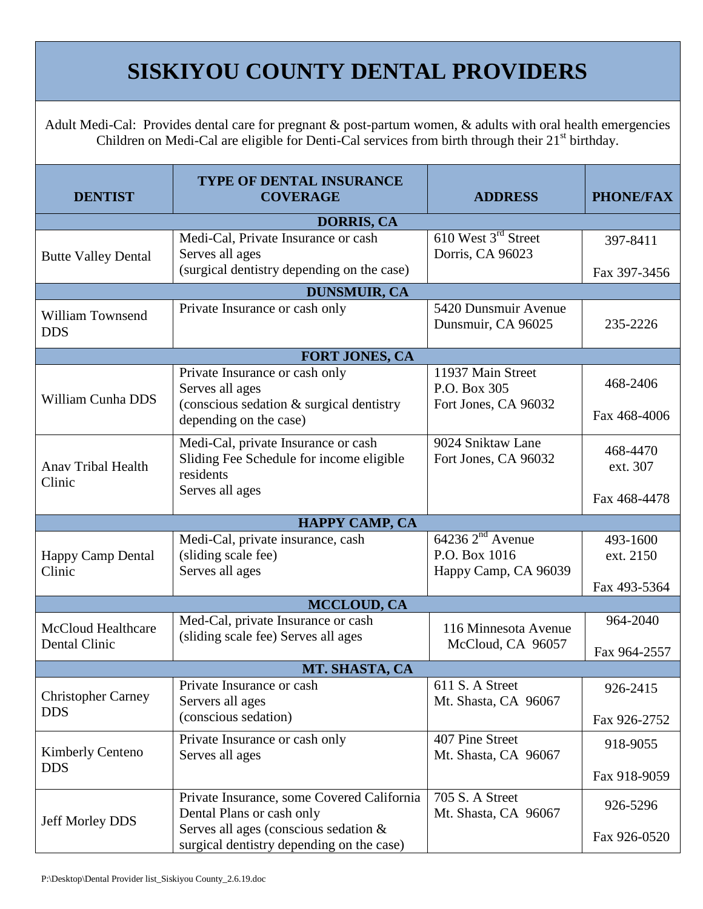# SISKIYOU COUNTY DENTAL PROVIDERS

Adult Medi-Cal: Provides dental care for pregnant & post-partum women, & adults with oral health emergencies
Children on Medi-Cal are eligible for Denti-Cal services from birth through their 21st birthday.

| DENTIST | TYPE OF DENTAL INSURANCE COVERAGE | ADDRESS | PHONE/FAX |
|---|---|---|---|
| **DORRIS, CA** | | | |
| Butte Valley Dental | Medi-Cal, Private Insurance or cash<br>Serves all ages<br>(surgical dentistry depending on the case) | 610 West 3rd Street<br>Dorris, CA 96023 | 397-8411<br>Fax 397-3456 |
| **DUNSMUIR, CA** | | | |
| William Townsend DDS | Private Insurance or cash only | 5420 Dunsmuir Avenue<br>Dunsmuir, CA 96025 | 235-2226 |
| **FORT JONES, CA** | | | |
| William Cunha DDS | Private Insurance or cash only<br>Serves all ages<br>(conscious sedation & surgical dentistry depending on the case) | 11937 Main Street<br>P.O. Box 305<br>Fort Jones, CA 96032 | 468-2406<br>Fax 468-4006 |
| Anav Tribal Health Clinic | Medi-Cal, private Insurance or cash<br>Sliding Fee Schedule for income eligible residents<br>Serves all ages | 9024 Sniktaw Lane<br>Fort Jones, CA 96032 | 468-4470 ext. 307<br>Fax 468-4478 |
| **HAPPY CAMP, CA** | | | |
| Happy Camp Dental Clinic | Medi-Cal, private insurance, cash<br>(sliding scale fee)<br>Serves all ages | 64236 2nd Avenue<br>P.O. Box 1016<br>Happy Camp, CA 96039 | 493-1600 ext. 2150<br>Fax 493-5364 |
| **MCCLOUD, CA** | | | |
| McCloud Healthcare Dental Clinic | Med-Cal, private Insurance or cash<br>(sliding scale fee) Serves all ages | 116 Minnesota Avenue<br>McCloud, CA 96057 | 964-2040<br>Fax 964-2557 |
| **MT. SHASTA, CA** | | | |
| Christopher Carney DDS | Private Insurance or cash<br>Servers all ages<br>(conscious sedation) | 611 S. A Street<br>Mt. Shasta, CA 96067 | 926-2415<br>Fax 926-2752 |
| Kimberly Centeno DDS | Private Insurance or cash only<br>Serves all ages | 407 Pine Street<br>Mt. Shasta, CA 96067 | 918-9055<br>Fax 918-9059 |
| Jeff Morley DDS | Private Insurance, some Covered California Dental Plans or cash only<br>Serves all ages (conscious sedation & surgical dentistry depending on the case) | 705 S. A Street<br>Mt. Shasta, CA 96067 | 926-5296<br>Fax 926-0520 |

P:\Desktop\Dental Provider list_Siskiyou County_2.6.19.doc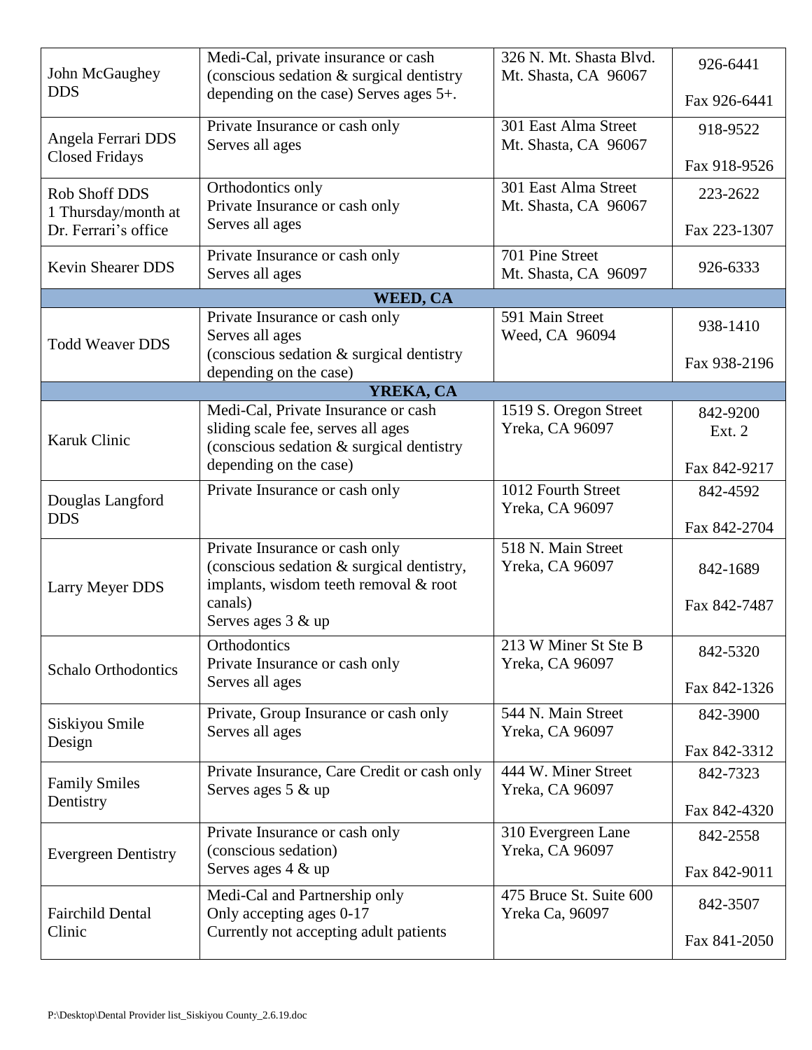| | | | |
|---|---|---|---|
| John McGaughey DDS | Medi-Cal, private insurance or cash (conscious sedation & surgical dentistry depending on the case) Serves ages 5+. | 326 N. Mt. Shasta Blvd. Mt. Shasta, CA 96067 | 926-6441<br>Fax 926-6441 |
| Angela Ferrari DDS Closed Fridays | Private Insurance or cash only<br>Serves all ages | 301 East Alma Street Mt. Shasta, CA 96067 | 918-9522<br>Fax 918-9526 |
| Rob Shoff DDS 1 Thursday/month at Dr. Ferrari's office | Orthodontics only<br>Private Insurance or cash only<br>Serves all ages | 301 East Alma Street Mt. Shasta, CA 96067 | 223-2622<br>Fax 223-1307 |
| Kevin Shearer DDS | Private Insurance or cash only<br>Serves all ages | 701 Pine Street Mt. Shasta, CA 96097 | 926-6333 |
| **WEED, CA** | | | |
| Todd Weaver DDS | Private Insurance or cash only<br>Serves all ages<br>(conscious sedation & surgical dentistry depending on the case) | 591 Main Street Weed, CA 96094 | 938-1410<br>Fax 938-2196 |
| **YREKA, CA** | | | |
| Karuk Clinic | Medi-Cal, Private Insurance or cash sliding scale fee, serves all ages (conscious sedation & surgical dentistry depending on the case) | 1519 S. Oregon Street Yreka, CA 96097 | 842-9200 Ext. 2<br>Fax 842-9217 |
| Douglas Langford DDS | Private Insurance or cash only | 1012 Fourth Street Yreka, CA 96097 | 842-4592<br>Fax 842-2704 |
| Larry Meyer DDS | Private Insurance or cash only (conscious sedation & surgical dentistry, implants, wisdom teeth removal & root canals)<br>Serves ages 3 & up | 518 N. Main Street Yreka, CA 96097 | 842-1689<br>Fax 842-7487 |
| Schalo Orthodontics | Orthodontics<br>Private Insurance or cash only<br>Serves all ages | 213 W Miner St Ste B Yreka, CA 96097 | 842-5320<br>Fax 842-1326 |
| Siskiyou Smile Design | Private, Group Insurance or cash only<br>Serves all ages | 544 N. Main Street Yreka, CA 96097 | 842-3900<br>Fax 842-3312 |
| Family Smiles Dentistry | Private Insurance, Care Credit or cash only<br>Serves ages 5 & up | 444 W. Miner Street Yreka, CA 96097 | 842-7323<br>Fax 842-4320 |
| Evergreen Dentistry | Private Insurance or cash only (conscious sedation)<br>Serves ages 4 & up | 310 Evergreen Lane Yreka, CA 96097 | 842-2558<br>Fax 842-9011 |
| Fairchild Dental Clinic | Medi-Cal and Partnership only<br>Only accepting ages 0-17<br>Currently not accepting adult patients | 475 Bruce St. Suite 600 Yreka Ca, 96097 | 842-3507<br>Fax 841-2050 |

P:\Desktop\Dental Provider list_Siskiyou County_2.6.19.doc